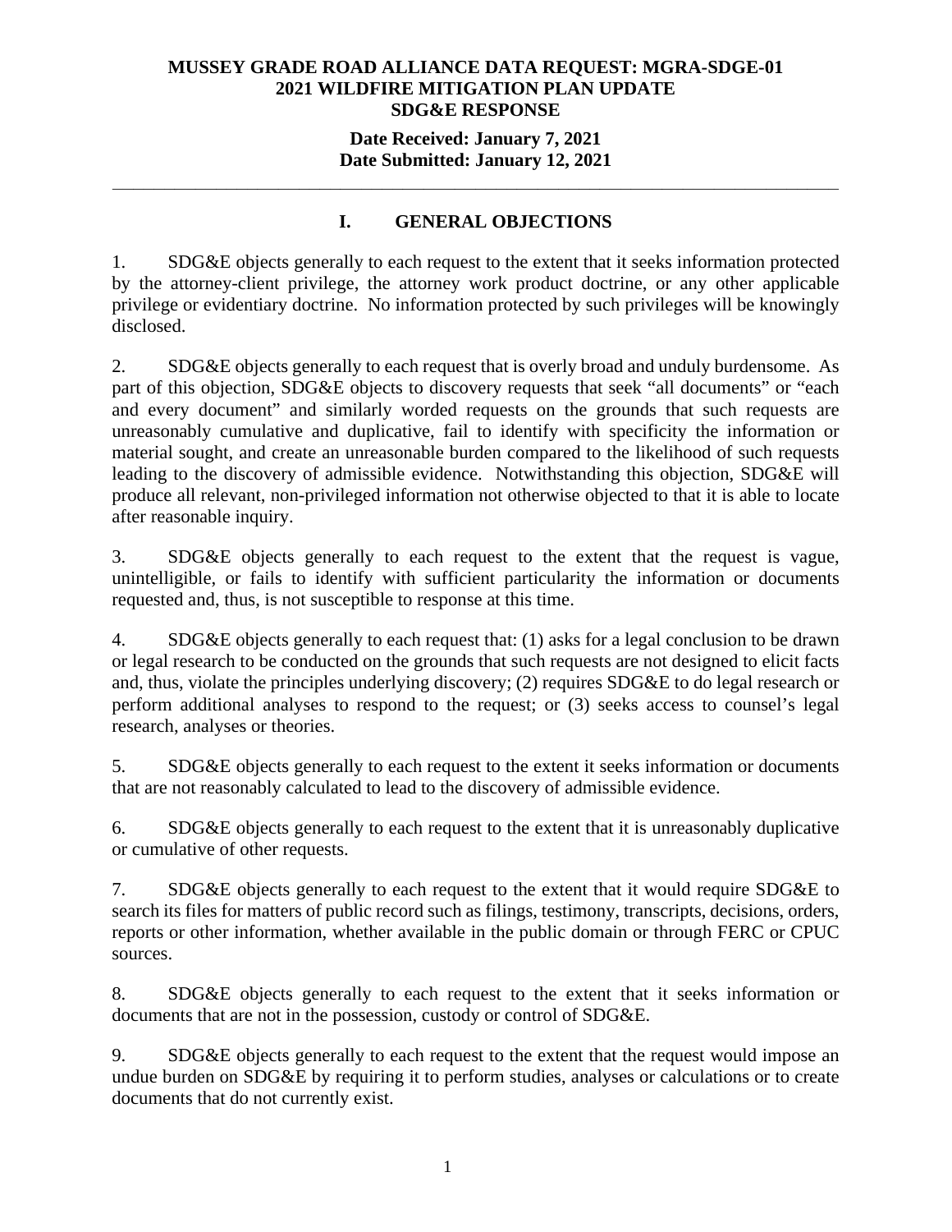**MUSSEY GRADE ROAD ALLIANCE DATA REQUEST: MGRA-SDGE-01**
**2021 WILDFIRE MITIGATION PLAN UPDATE**
**SDG&E RESPONSE**

**Date Received: January 7, 2021**
**Date Submitted: January 12, 2021**

---

## I. GENERAL OBJECTIONS

1. SDG&E objects generally to each request to the extent that it seeks information protected by the attorney-client privilege, the attorney work product doctrine, or any other applicable privilege or evidentiary doctrine. No information protected by such privileges will be knowingly disclosed.

2. SDG&E objects generally to each request that is overly broad and unduly burdensome. As part of this objection, SDG&E objects to discovery requests that seek "all documents" or "each and every document" and similarly worded requests on the grounds that such requests are unreasonably cumulative and duplicative, fail to identify with specificity the information or material sought, and create an unreasonable burden compared to the likelihood of such requests leading to the discovery of admissible evidence. Notwithstanding this objection, SDG&E will produce all relevant, non-privileged information not otherwise objected to that it is able to locate after reasonable inquiry.

3. SDG&E objects generally to each request to the extent that the request is vague, unintelligible, or fails to identify with sufficient particularity the information or documents requested and, thus, is not susceptible to response at this time.

4. SDG&E objects generally to each request that: (1) asks for a legal conclusion to be drawn or legal research to be conducted on the grounds that such requests are not designed to elicit facts and, thus, violate the principles underlying discovery; (2) requires SDG&E to do legal research or perform additional analyses to respond to the request; or (3) seeks access to counsel's legal research, analyses or theories.

5. SDG&E objects generally to each request to the extent it seeks information or documents that are not reasonably calculated to lead to the discovery of admissible evidence.

6. SDG&E objects generally to each request to the extent that it is unreasonably duplicative or cumulative of other requests.

7. SDG&E objects generally to each request to the extent that it would require SDG&E to search its files for matters of public record such as filings, testimony, transcripts, decisions, orders, reports or other information, whether available in the public domain or through FERC or CPUC sources.

8. SDG&E objects generally to each request to the extent that it seeks information or documents that are not in the possession, custody or control of SDG&E.

9. SDG&E objects generally to each request to the extent that the request would impose an undue burden on SDG&E by requiring it to perform studies, analyses or calculations or to create documents that do not currently exist.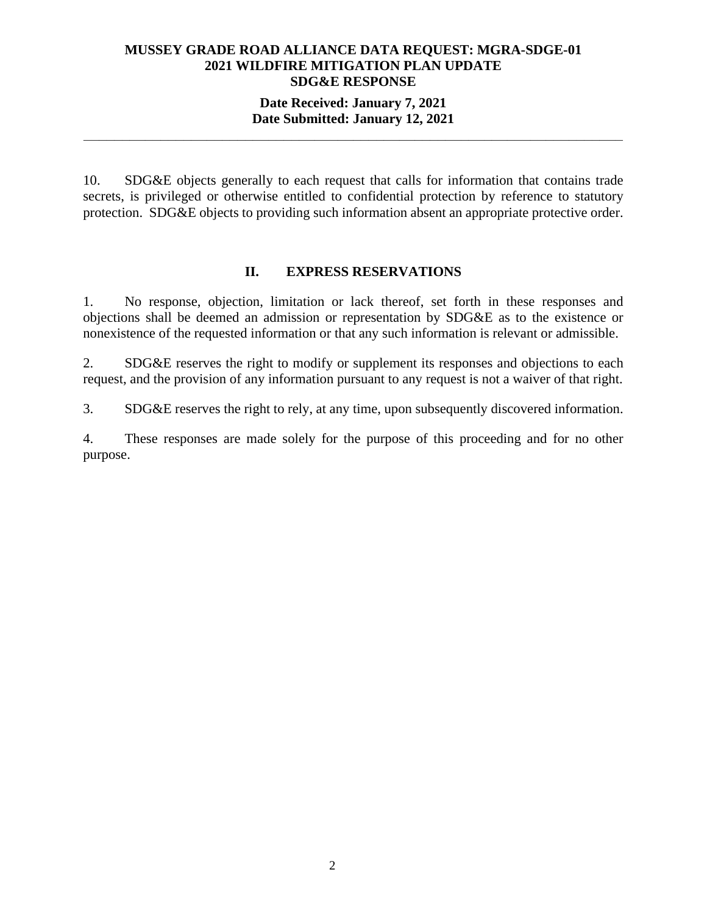10. SDG&E objects generally to each request that calls for information that contains trade secrets, is privileged or otherwise entitled to confidential protection by reference to statutory protection. SDG&E objects to providing such information absent an appropriate protective order.

## II. EXPRESS RESERVATIONS

1. No response, objection, limitation or lack thereof, set forth in these responses and objections shall be deemed an admission or representation by SDG&E as to the existence or nonexistence of the requested information or that any such information is relevant or admissible.

2. SDG&E reserves the right to modify or supplement its responses and objections to each request, and the provision of any information pursuant to any request is not a waiver of that right.

3. SDG&E reserves the right to rely, at any time, upon subsequently discovered information.

4. These responses are made solely for the purpose of this proceeding and for no other purpose.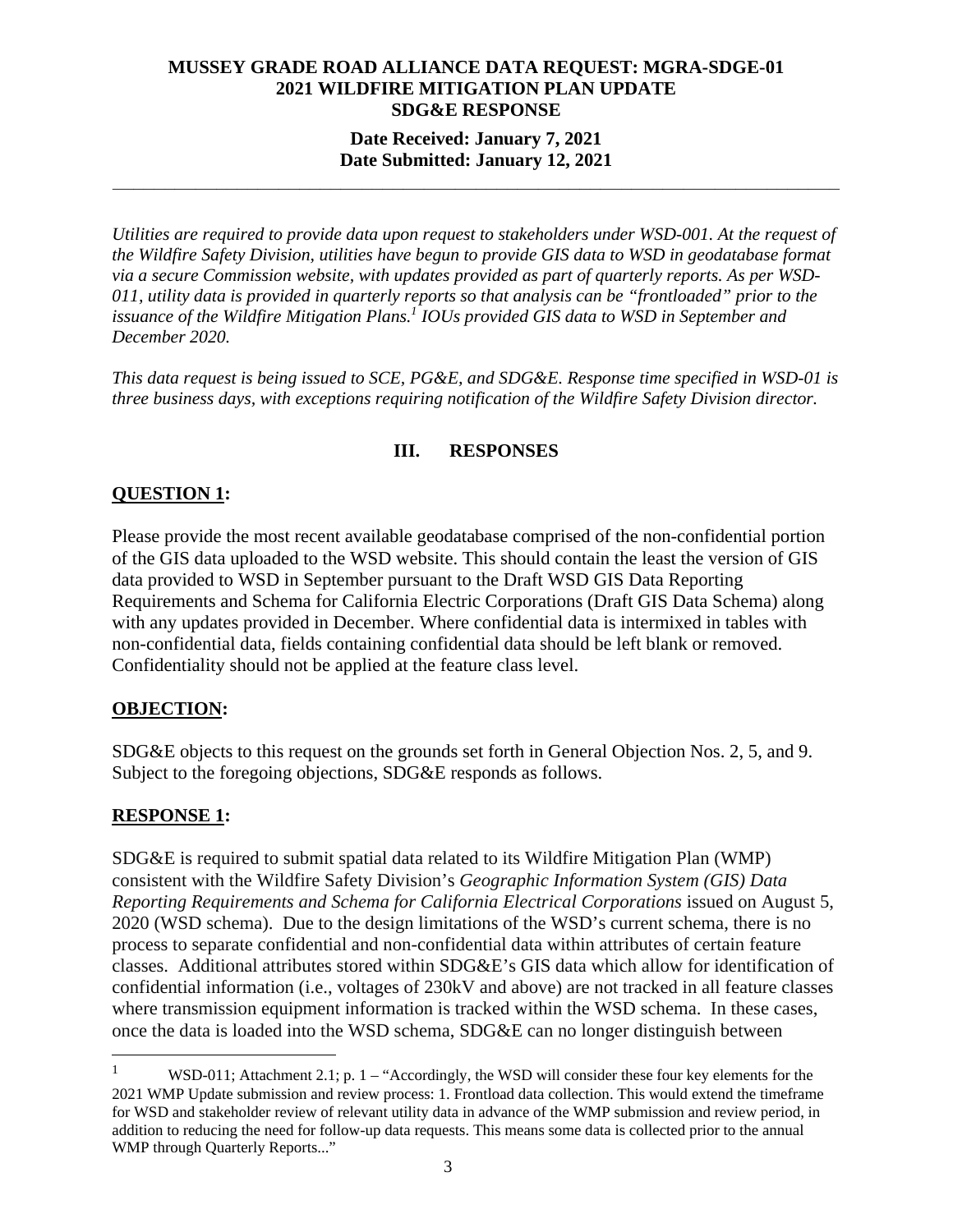**MUSSEY GRADE ROAD ALLIANCE DATA REQUEST: MGRA-SDGE-01**
**2021 WILDFIRE MITIGATION PLAN UPDATE**
**SDG&E RESPONSE**

**Date Received: January 7, 2021**
**Date Submitted: January 12, 2021**

---

*Utilities are required to provide data upon request to stakeholders under WSD-001. At the request of the Wildfire Safety Division, utilities have begun to provide GIS data to WSD in geodatabase format via a secure Commission website, with updates provided as part of quarterly reports. As per WSD-011, utility data is provided in quarterly reports so that analysis can be "frontloaded" prior to the issuance of the Wildfire Mitigation Plans.[1] IOUs provided GIS data to WSD in September and December 2020.*

*This data request is being issued to SCE, PG&E, and SDG&E. Response time specified in WSD-01 is three business days, with exceptions requiring notification of the Wildfire Safety Division director.*

## III. RESPONSES

### QUESTION 1:

Please provide the most recent available geodatabase comprised of the non-confidential portion of the GIS data uploaded to the WSD website. This should contain the least the version of GIS data provided to WSD in September pursuant to the Draft WSD GIS Data Reporting Requirements and Schema for California Electric Corporations (Draft GIS Data Schema) along with any updates provided in December. Where confidential data is intermixed in tables with non-confidential data, fields containing confidential data should be left blank or removed. Confidentiality should not be applied at the feature class level.

### OBJECTION:

SDG&E objects to this request on the grounds set forth in General Objection Nos. 2, 5, and 9. Subject to the foregoing objections, SDG&E responds as follows.

### RESPONSE 1:

SDG&E is required to submit spatial data related to its Wildfire Mitigation Plan (WMP) consistent with the Wildfire Safety Division's *Geographic Information System (GIS) Data Reporting Requirements and Schema for California Electrical Corporations* issued on August 5, 2020 (WSD schema). Due to the design limitations of the WSD's current schema, there is no process to separate confidential and non-confidential data within attributes of certain feature classes. Additional attributes stored within SDG&E's GIS data which allow for identification of confidential information (i.e., voltages of 230kV and above) are not tracked in all feature classes where transmission equipment information is tracked within the WSD schema. In these cases, once the data is loaded into the WSD schema, SDG&E can no longer distinguish between

---

[1] WSD-011; Attachment 2.1; p. 1 – "Accordingly, the WSD will consider these four key elements for the 2021 WMP Update submission and review process: 1. Frontload data collection. This would extend the timeframe for WSD and stakeholder review of relevant utility data in advance of the WMP submission and review period, in addition to reducing the need for follow-up data requests. This means some data is collected prior to the annual WMP through Quarterly Reports..."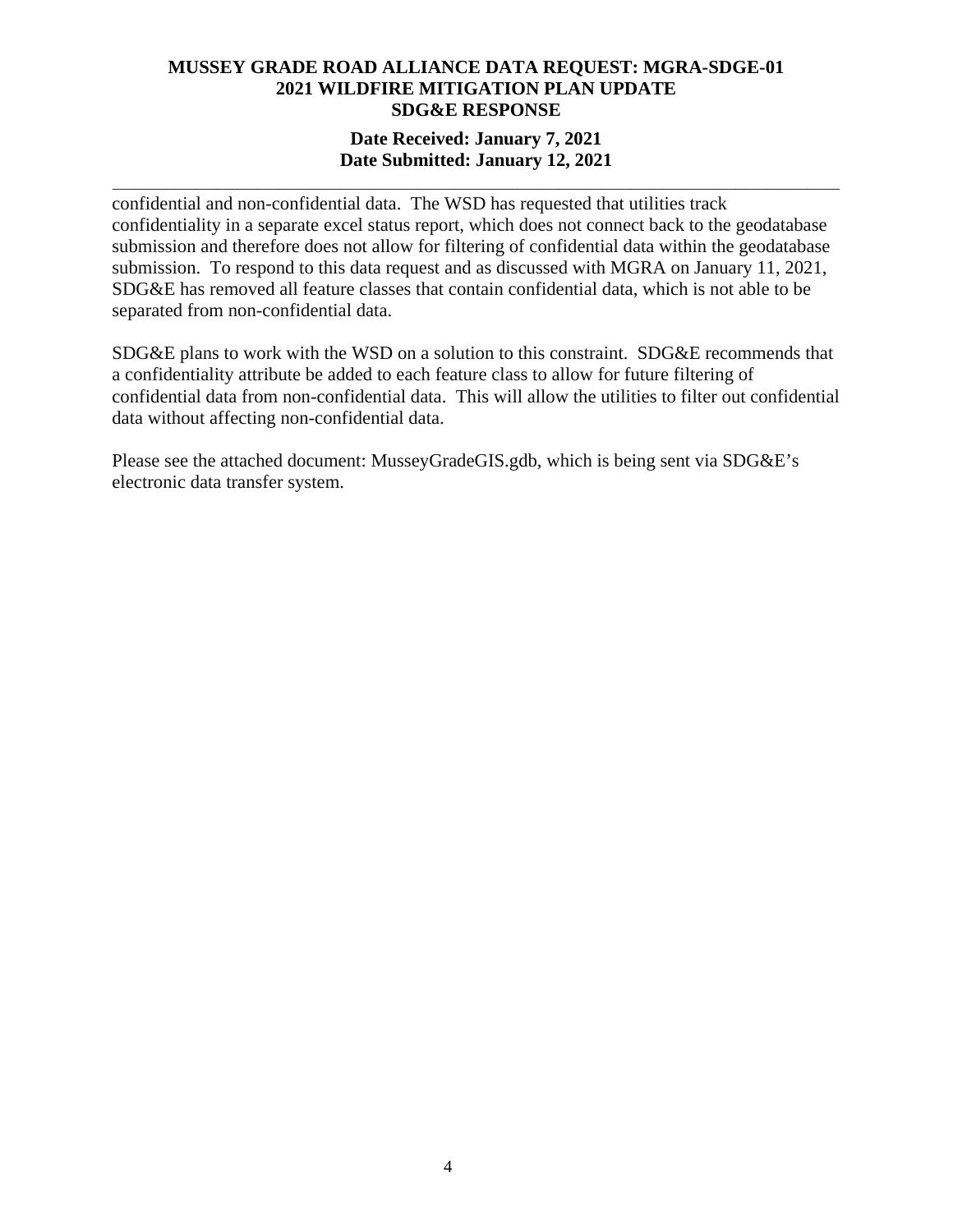confidential and non-confidential data. The WSD has requested that utilities track confidentiality in a separate excel status report, which does not connect back to the geodatabase submission and therefore does not allow for filtering of confidential data within the geodatabase submission. To respond to this data request and as discussed with MGRA on January 11, 2021, SDG&E has removed all feature classes that contain confidential data, which is not able to be separated from non-confidential data.

SDG&E plans to work with the WSD on a solution to this constraint. SDG&E recommends that a confidentiality attribute be added to each feature class to allow for future filtering of confidential data from non-confidential data. This will allow the utilities to filter out confidential data without affecting non-confidential data.

Please see the attached document: MusseyGradeGIS.gdb, which is being sent via SDG&E's electronic data transfer system.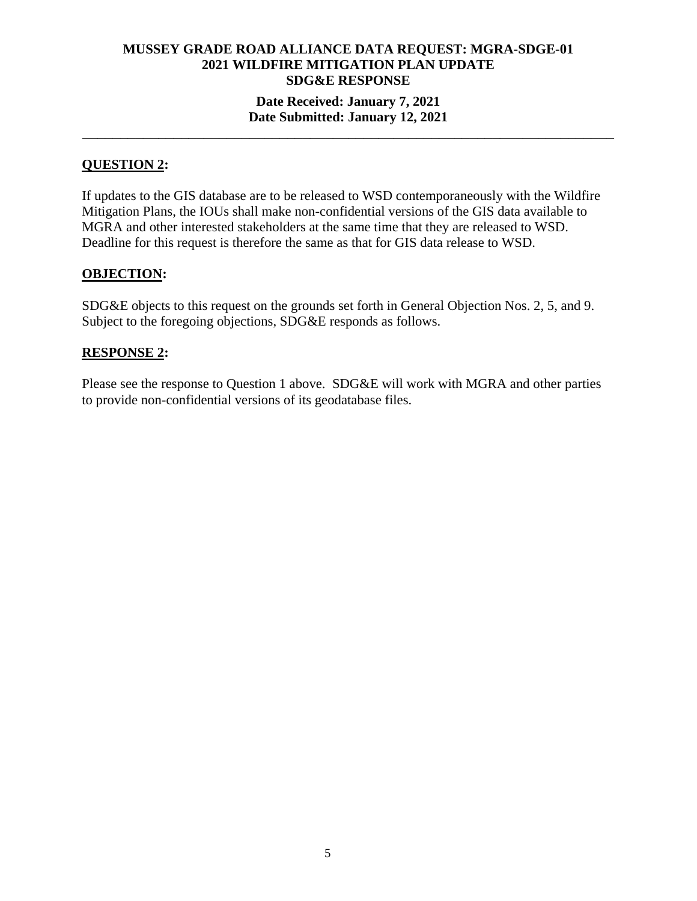**MUSSEY GRADE ROAD ALLIANCE DATA REQUEST: MGRA-SDGE-01**
**2021 WILDFIRE MITIGATION PLAN UPDATE**
**SDG&E RESPONSE**

**Date Received: January 7, 2021**
**Date Submitted: January 12, 2021**

---

## QUESTION 2:

If updates to the GIS database are to be released to WSD contemporaneously with the Wildfire Mitigation Plans, the IOUs shall make non-confidential versions of the GIS data available to MGRA and other interested stakeholders at the same time that they are released to WSD. Deadline for this request is therefore the same as that for GIS data release to WSD.

## OBJECTION:

SDG&E objects to this request on the grounds set forth in General Objection Nos. 2, 5, and 9. Subject to the foregoing objections, SDG&E responds as follows.

## RESPONSE 2:

Please see the response to Question 1 above. SDG&E will work with MGRA and other parties to provide non-confidential versions of its geodatabase files.